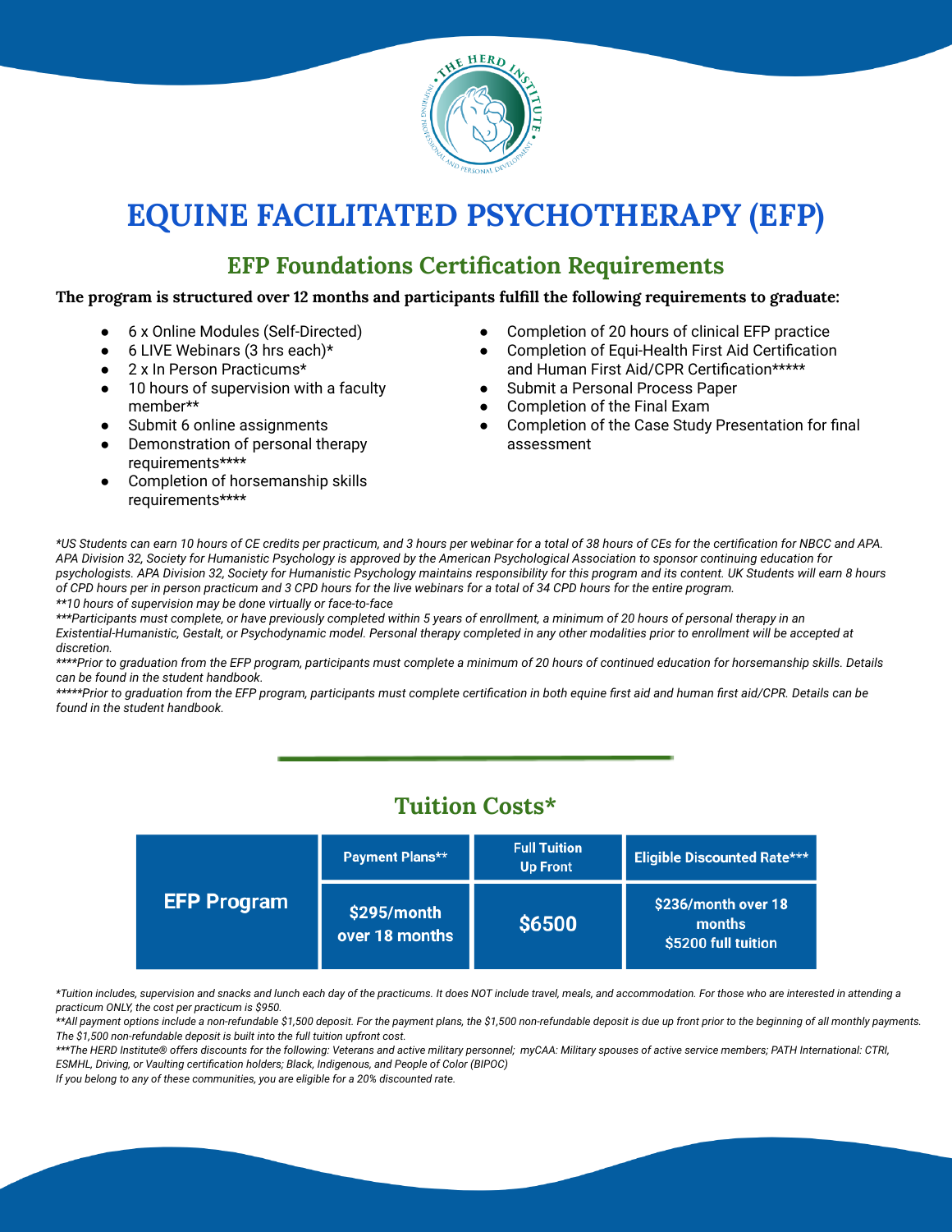// EQUINE FACILITATED PSYCHOTHERAPY (EFP)

## EFP Foundations Certification Requirements

**The program is structured over 12 months and participants fulfill the following requirements to graduate:**

- 6 x Online Modules (Self-Directed)
- 6 LIVE Webinars (3 hrs each)*
- 2 x In Person Practicums*
- 10 hours of supervision with a faculty member**
- Submit 6 online assignments
- Demonstration of personal therapy requirements****
- Completion of horsemanship skills requirements****
- Completion of 20 hours of clinical EFP practice
- Completion of Equi-Health First Aid Certification and Human First Aid/CPR Certification*****
- Submit a Personal Process Paper
- Completion of the Final Exam
- Completion of the Case Study Presentation for final assessment

*\*US Students can earn 10 hours of CE credits per practicum, and 3 hours per webinar for a total of 38 hours of CEs for the certification for NBCC and APA. APA Division 32, Society for Humanistic Psychology is approved by the American Psychological Association to sponsor continuing education for psychologists. APA Division 32, Society for Humanistic Psychology maintains responsibility for this program and its content. UK Students will earn 8 hours of CPD hours per in person practicum and 3 CPD hours for the live webinars for a total of 34 CPD hours for the entire program.*

*\*\*10 hours of supervision may be done virtually or face-to-face*

*\*\*\*Participants must complete, or have previously completed within 5 years of enrollment, a minimum of 20 hours of personal therapy in an Existential-Humanistic, Gestalt, or Psychodynamic model. Personal therapy completed in any other modalities prior to enrollment will be accepted at discretion.*

*\*\*\*\*Prior to graduation from the EFP program, participants must complete a minimum of 20 hours of continued education for horsemanship skills. Details can be found in the student handbook.*

*\*\*\*\*\*Prior to graduation from the EFP program, participants must complete certification in both equine first aid and human first aid/CPR. Details can be found in the student handbook.*

## Tuition Costs*

| | Payment Plans** | Full Tuition Up Front | Eligible Discounted Rate*** |
|---|---|---|---|
| **EFP Program** | **$295/month over 18 months** | **$6500** | **$236/month over 18 months $5200 full tuition** |

*\*Tuition includes, supervision and snacks and lunch each day of the practicums. It does NOT include travel, meals, and accommodation. For those who are interested in attending a practicum ONLY, the cost per practicum is $950.*

*\*\*All payment options include a non-refundable $1,500 deposit. For the payment plans, the $1,500 non-refundable deposit is due up front prior to the beginning of all monthly payments. The $1,500 non-refundable deposit is built into the full tuition upfront cost.*

*\*\*\*The HERD Institute® offers discounts for the following: Veterans and active military personnel; myCAA: Military spouses of active service members; PATH International: CTRI, ESMHL, Driving, or Vaulting certification holders; Black, Indigenous, and People of Color (BIPOC)*

*If you belong to any of these communities, you are eligible for a 20% discounted rate.*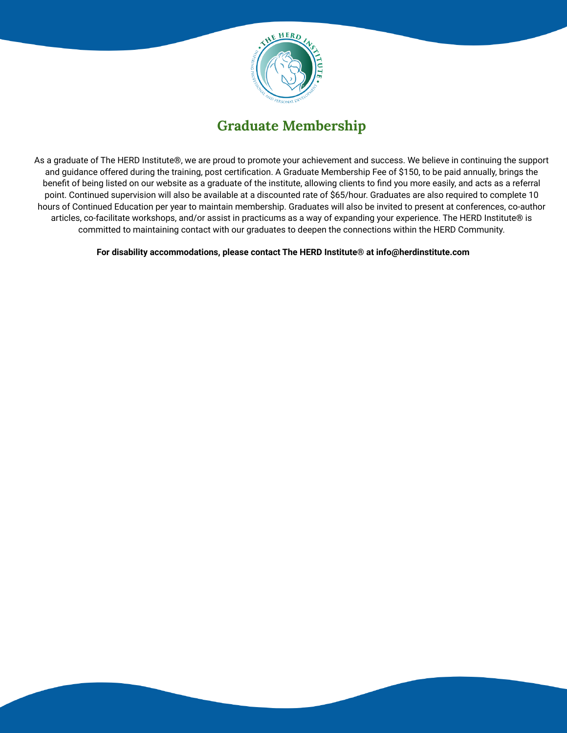## Graduate Membership

As a graduate of The HERD Institute®, we are proud to promote your achievement and success. We believe in continuing the support and guidance offered during the training, post certification. A Graduate Membership Fee of $150, to be paid annually, brings the benefit of being listed on our website as a graduate of the institute, allowing clients to find you more easily, and acts as a referral point. Continued supervision will also be available at a discounted rate of $65/hour. Graduates are also required to complete 10 hours of Continued Education per year to maintain membership. Graduates will also be invited to present at conferences, co-author articles, co-facilitate workshops, and/or assist in practicums as a way of expanding your experience. The HERD Institute® is committed to maintaining contact with our graduates to deepen the connections within the HERD Community.

**For disability accommodations, please contact The HERD Institute® at info@herdinstitute.com**